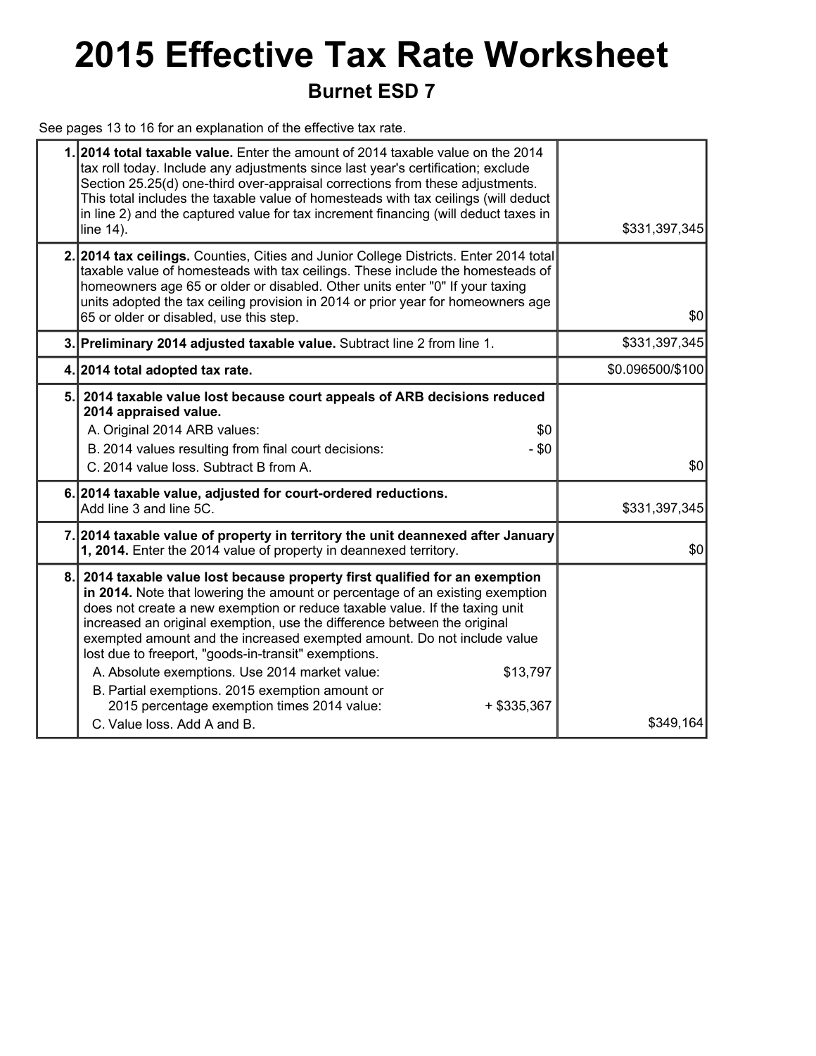# 2015 Effective Tax Rate Worksheet

## Burnet ESD 7

See pages 13 to 16 for an explanation of the effective tax rate.

| | | |
|---|---|---|
| 1. | **2014 total taxable value.** Enter the amount of 2014 taxable value on the 2014 tax roll today. Include any adjustments since last year's certification; exclude Section 25.25(d) one-third over-appraisal corrections from these adjustments. This total includes the taxable value of homesteads with tax ceilings (will deduct in line 2) and the captured value for tax increment financing (will deduct taxes in line 14). | $331,397,345 |
| 2. | **2014 tax ceilings.** Counties, Cities and Junior College Districts. Enter 2014 total taxable value of homesteads with tax ceilings. These include the homesteads of homeowners age 65 or older or disabled. Other units enter "0" If your taxing units adopted the tax ceiling provision in 2014 or prior year for homeowners age 65 or older or disabled, use this step. | $0 |
| 3. | **Preliminary 2014 adjusted taxable value.** Subtract line 2 from line 1. | $331,397,345 |
| 4. | **2014 total adopted tax rate.** | $0.096500/$100 |
| 5. | **2014 taxable value lost because court appeals of ARB decisions reduced 2014 appraised value.**<br>A. Original 2014 ARB values: $0<br>B. 2014 values resulting from final court decisions: - $0<br>C. 2014 value loss. Subtract B from A. | $0 |
| 6. | **2014 taxable value, adjusted for court-ordered reductions.** Add line 3 and line 5C. | $331,397,345 |
| 7. | **2014 taxable value of property in territory the unit deannexed after January 1, 2014.** Enter the 2014 value of property in deannexed territory. | $0 |
| 8. | **2014 taxable value lost because property first qualified for an exemption in 2014.** Note that lowering the amount or percentage of an existing exemption does not create a new exemption or reduce taxable value. If the taxing unit increased an original exemption, use the difference between the original exempted amount and the increased exempted amount. Do not include value lost due to freeport, "goods-in-transit" exemptions.<br>A. Absolute exemptions. Use 2014 market value: $13,797<br>B. Partial exemptions. 2015 exemption amount or 2015 percentage exemption times 2014 value: + $335,367<br>C. Value loss. Add A and B. | $349,164 |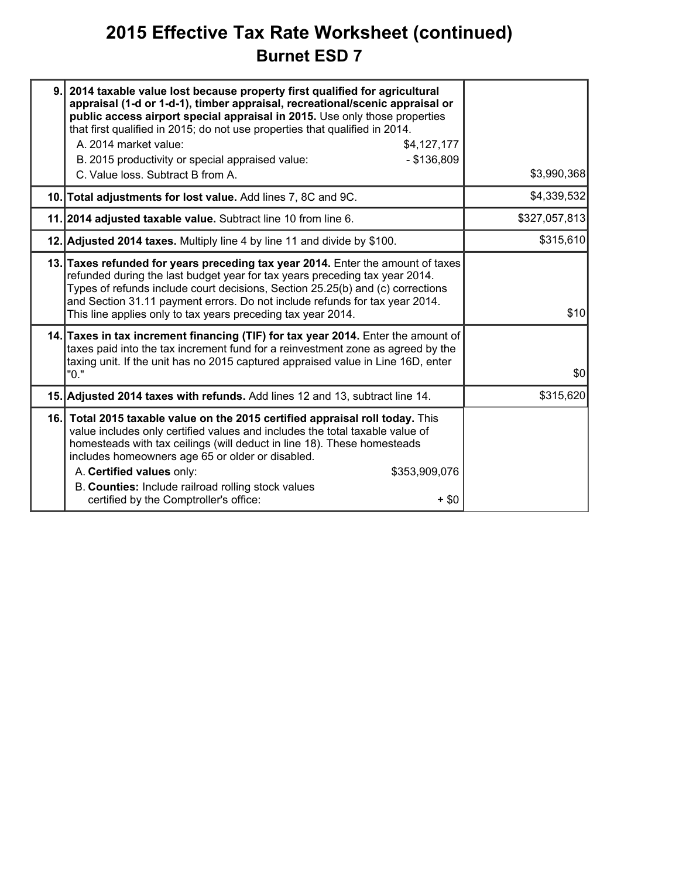# 2015 Effective Tax Rate Worksheet (continued)
## Burnet ESD 7

| Line | Description | Amount |
|---|---|---|
| 9. | **2014 taxable value lost because property first qualified for agricultural appraisal (1-d or 1-d-1), timber appraisal, recreational/scenic appraisal or public access airport special appraisal in 2015.** Use only those properties that first qualified in 2015; do not use properties that qualified in 2014.<br>A. 2014 market value: $4,127,177<br>B. 2015 productivity or special appraised value: - $136,809<br>C. Value loss. Subtract B from A. | $3,990,368 |
| 10. | **Total adjustments for lost value.** Add lines 7, 8C and 9C. | $4,339,532 |
| 11. | **2014 adjusted taxable value.** Subtract line 10 from line 6. | $327,057,813 |
| 12. | **Adjusted 2014 taxes.** Multiply line 4 by line 11 and divide by $100. | $315,610 |
| 13. | **Taxes refunded for years preceding tax year 2014.** Enter the amount of taxes refunded during the last budget year for tax years preceding tax year 2014. Types of refunds include court decisions, Section 25.25(b) and (c) corrections and Section 31.11 payment errors. Do not include refunds for tax year 2014. This line applies only to tax years preceding tax year 2014. | $10 |
| 14. | **Taxes in tax increment financing (TIF) for tax year 2014.** Enter the amount of taxes paid into the tax increment fund for a reinvestment zone as agreed by the taxing unit. If the unit has no 2015 captured appraised value in Line 16D, enter "0." | $0 |
| 15. | **Adjusted 2014 taxes with refunds.** Add lines 12 and 13, subtract line 14. | $315,620 |
| 16. | **Total 2015 taxable value on the 2015 certified appraisal roll today.** This value includes only certified values and includes the total taxable value of homesteads with tax ceilings (will deduct in line 18). These homesteads includes homeowners age 65 or older or disabled.<br>A. **Certified values** only: $353,909,076<br>B. **Counties:** Include railroad rolling stock values certified by the Comptroller's office: + $0 | |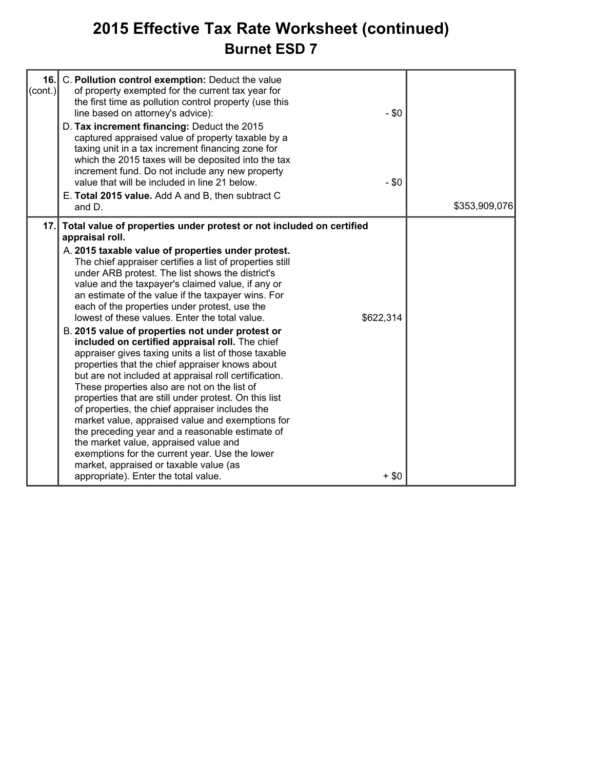# 2015 Effective Tax Rate Worksheet (continued)

## Burnet ESD 7

| | | | |
|---|---|---|---|
| 16. (cont.) | C. **Pollution control exemption:** Deduct the value of property exempted for the current tax year for the first time as pollution control property (use this line based on attorney's advice): | - $0 | |
| | D. **Tax increment financing:** Deduct the 2015 captured appraised value of property taxable by a taxing unit in a tax increment financing zone for which the 2015 taxes will be deposited into the tax increment fund. Do not include any new property value that will be included in line 21 below. | - $0 | |
| | E. **Total 2015 value.** Add A and B, then subtract C and D. | | $353,909,076 |
| 17. | **Total value of properties under protest or not included on certified appraisal roll.** | | |
| | A. **2015 taxable value of properties under protest.** The chief appraiser certifies a list of properties still under ARB protest. The list shows the district's value and the taxpayer's claimed value, if any or an estimate of the value if the taxpayer wins. For each of the properties under protest, use the lowest of these values. Enter the total value. | $622,314 | |
| | B. **2015 value of properties not under protest or included on certified appraisal roll.** The chief appraiser gives taxing units a list of those taxable properties that the chief appraiser knows about but are not included at appraisal roll certification. These properties also are not on the list of properties that are still under protest. On this list of properties, the chief appraiser includes the market value, appraised value and exemptions for the preceding year and a reasonable estimate of the market value, appraised value and exemptions for the current year. Use the lower market, appraised or taxable value (as appropriate). Enter the total value. | + $0 | |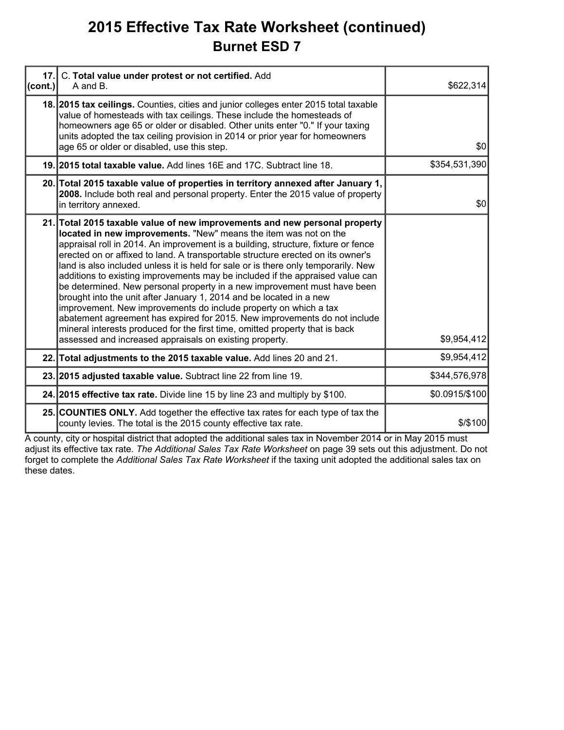# 2015 Effective Tax Rate Worksheet (continued)

## Burnet ESD 7

| Line | Description | Amount |
|---|---|---|
| 17. (cont.) | C. **Total value under protest or not certified.** Add A and B. | $622,314 |
| 18. | **2015 tax ceilings.** Counties, cities and junior colleges enter 2015 total taxable value of homesteads with tax ceilings. These include the homesteads of homeowners age 65 or older or disabled. Other units enter "0." If your taxing units adopted the tax ceiling provision in 2014 or prior year for homeowners age 65 or older or disabled, use this step. | $0 |
| 19. | **2015 total taxable value.** Add lines 16E and 17C. Subtract line 18. | $354,531,390 |
| 20. | **Total 2015 taxable value of properties in territory annexed after January 1, 2008.** Include both real and personal property. Enter the 2015 value of property in territory annexed. | $0 |
| 21. | **Total 2015 taxable value of new improvements and new personal property located in new improvements.** "New" means the item was not on the appraisal roll in 2014. An improvement is a building, structure, fixture or fence erected on or affixed to land. A transportable structure erected on its owner's land is also included unless it is held for sale or is there only temporarily. New additions to existing improvements may be included if the appraised value can be determined. New personal property in a new improvement must have been brought into the unit after January 1, 2014 and be located in a new improvement. New improvements do include property on which a tax abatement agreement has expired for 2015. New improvements do not include mineral interests produced for the first time, omitted property that is back assessed and increased appraisals on existing property. | $9,954,412 |
| 22. | **Total adjustments to the 2015 taxable value.** Add lines 20 and 21. | $9,954,412 |
| 23. | **2015 adjusted taxable value.** Subtract line 22 from line 19. | $344,576,978 |
| 24. | **2015 effective tax rate.** Divide line 15 by line 23 and multiply by $100. | $0.0915/$100 |
| 25. | **COUNTIES ONLY.** Add together the effective tax rates for each type of tax the county levies. The total is the 2015 county effective tax rate. | $/$100 |

A county, city or hospital district that adopted the additional sales tax in November 2014 or in May 2015 must adjust its effective tax rate. *The Additional Sales Tax Rate Worksheet* on page 39 sets out this adjustment. Do not forget to complete the *Additional Sales Tax Rate Worksheet* if the taxing unit adopted the additional sales tax on these dates.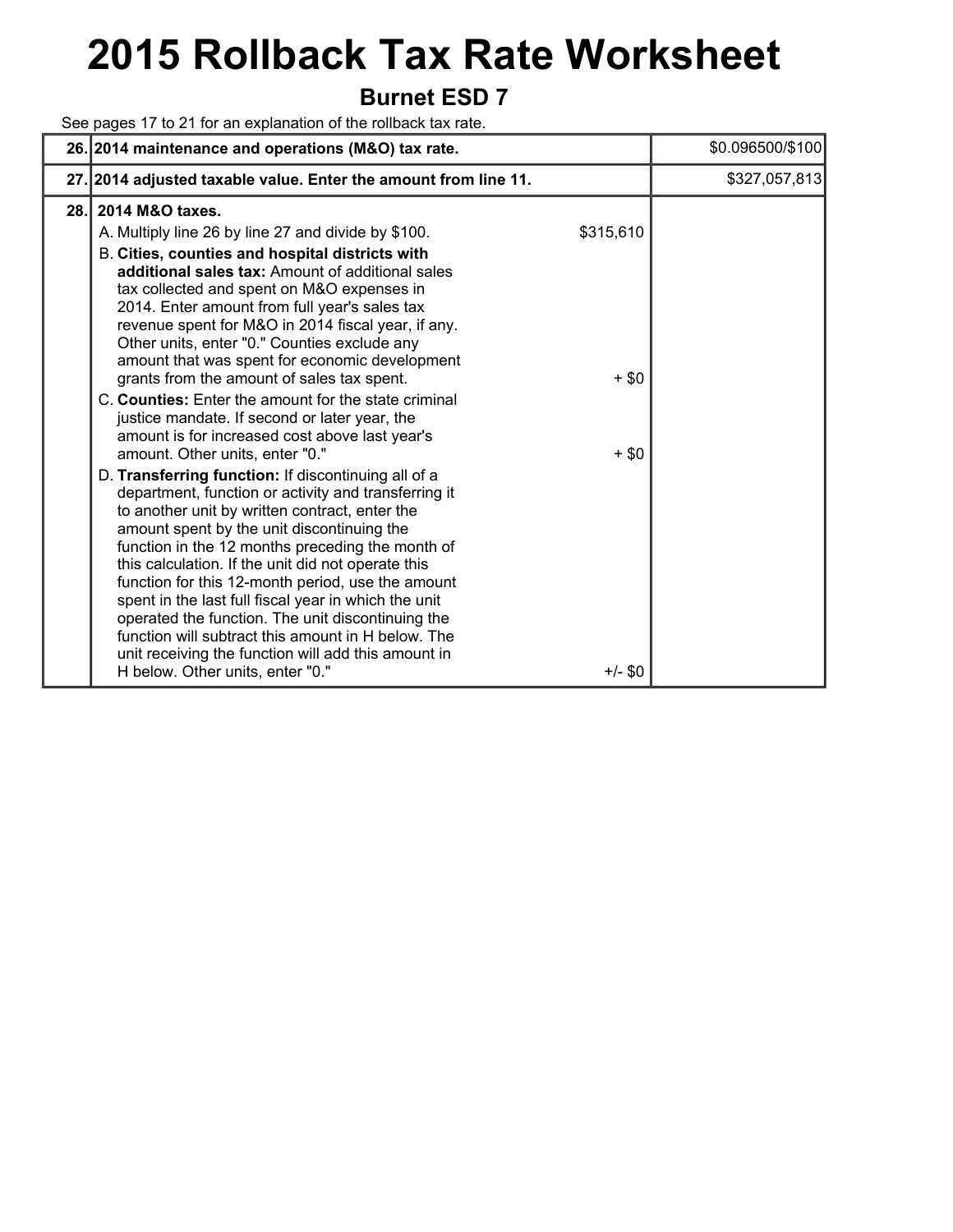# 2015 Rollback Tax Rate Worksheet

## Burnet ESD 7

See pages 17 to 21 for an explanation of the rollback tax rate.

| | | | |
|---|---|---|---|
| 26. | **2014 maintenance and operations (M&O) tax rate.** | | $0.096500/$100 |
| 27. | **2014 adjusted taxable value. Enter the amount from line 11.** | | $327,057,813 |
| 28. | **2014 M&O taxes.** | | |
| | A. Multiply line 26 by line 27 and divide by $100. | $315,610 | |
| | B. **Cities, counties and hospital districts with additional sales tax:** Amount of additional sales tax collected and spent on M&O expenses in 2014. Enter amount from full year's sales tax revenue spent for M&O in 2014 fiscal year, if any. Other units, enter "0." Counties exclude any amount that was spent for economic development grants from the amount of sales tax spent. | + $0 | |
| | C. **Counties:** Enter the amount for the state criminal justice mandate. If second or later year, the amount is for increased cost above last year's amount. Other units, enter "0." | + $0 | |
| | D. **Transferring function:** If discontinuing all of a department, function or activity and transferring it to another unit by written contract, enter the amount spent by the unit discontinuing the function in the 12 months preceding the month of this calculation. If the unit did not operate this function for this 12-month period, use the amount spent in the last full fiscal year in which the unit operated the function. The unit discontinuing the function will subtract this amount in H below. The unit receiving the function will add this amount in H below. Other units, enter "0." | +/- $0 | |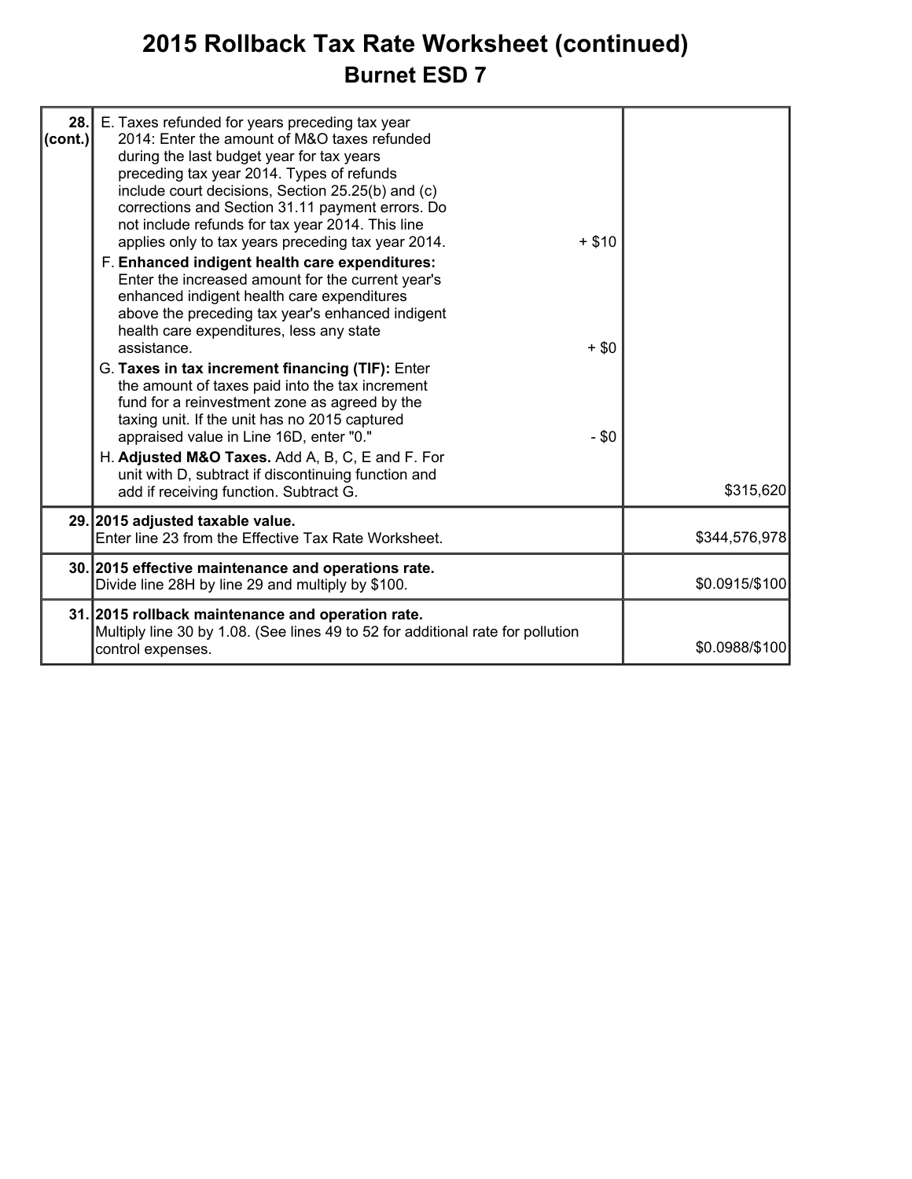# 2015 Rollback Tax Rate Worksheet (continued)

## Burnet ESD 7

| Line | Description | Amount |
|---|---|---|
| 28. (cont.) | E. Taxes refunded for years preceding tax year 2014: Enter the amount of M&O taxes refunded during the last budget year for tax years preceding tax year 2014. Types of refunds include court decisions, Section 25.25(b) and (c) corrections and Section 31.11 payment errors. Do not include refunds for tax year 2014. This line applies only to tax years preceding tax year 2014. + $10<br>F. **Enhanced indigent health care expenditures:** Enter the increased amount for the current year's enhanced indigent health care expenditures above the preceding tax year's enhanced indigent health care expenditures, less any state assistance. + $0<br>G. **Taxes in tax increment financing (TIF):** Enter the amount of taxes paid into the tax increment fund for a reinvestment zone as agreed by the taxing unit. If the unit has no 2015 captured appraised value in Line 16D, enter "0." - $0<br>H. **Adjusted M&O Taxes.** Add A, B, C, E and F. For unit with D, subtract if discontinuing function and add if receiving function. Subtract G. | $315,620 |
| 29. | **2015 adjusted taxable value.**<br>Enter line 23 from the Effective Tax Rate Worksheet. | $344,576,978 |
| 30. | **2015 effective maintenance and operations rate.**<br>Divide line 28H by line 29 and multiply by $100. | $0.0915/$100 |
| 31. | **2015 rollback maintenance and operation rate.**<br>Multiply line 30 by 1.08. (See lines 49 to 52 for additional rate for pollution control expenses. | $0.0988/$100 |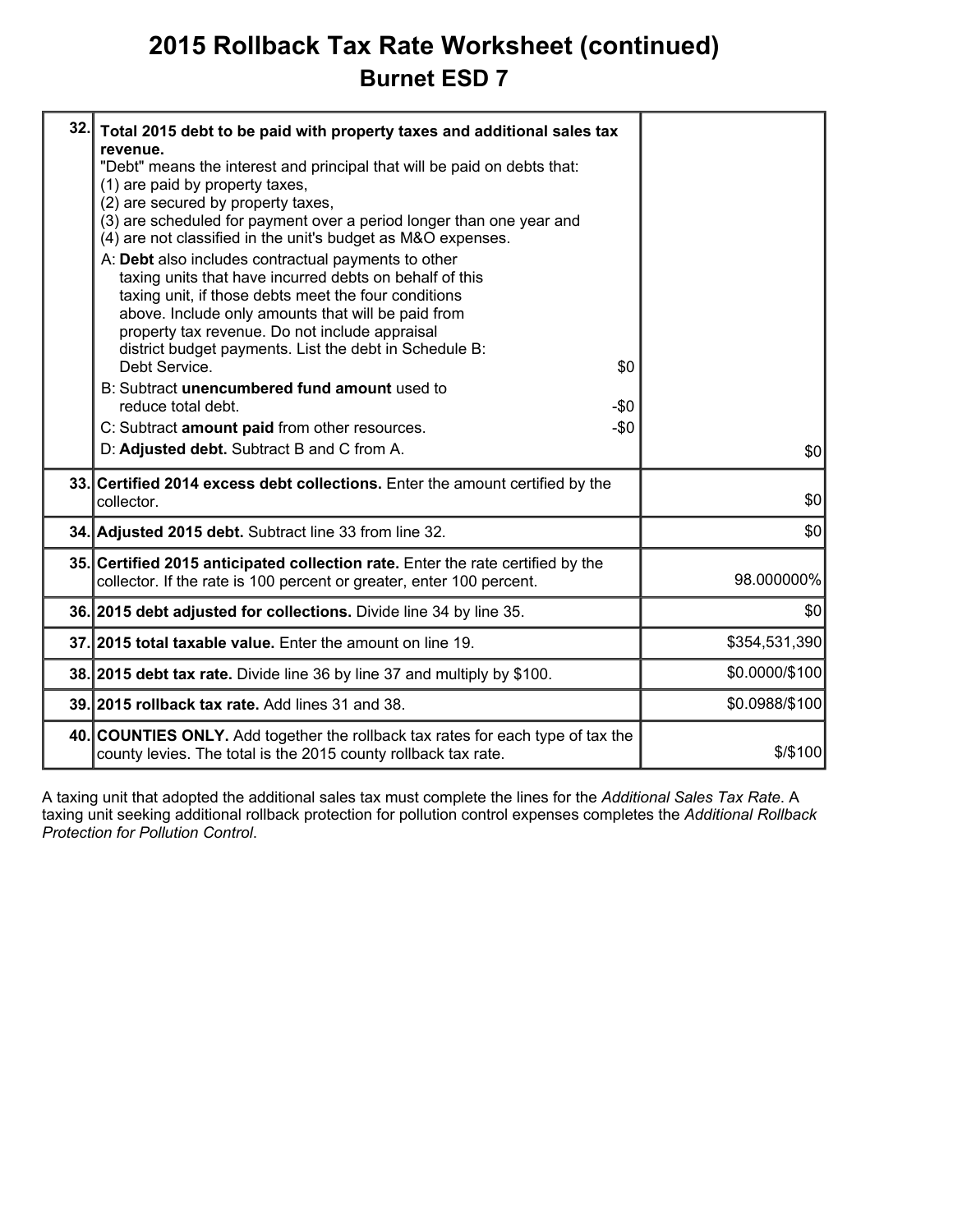# 2015 Rollback Tax Rate Worksheet (continued)

## Burnet ESD 7

| Line | Description | Amount |
|---|---|---|
| 32. | **Total 2015 debt to be paid with property taxes and additional sales tax revenue.**<br>"Debt" means the interest and principal that will be paid on debts that:<br>(1) are paid by property taxes,<br>(2) are secured by property taxes,<br>(3) are scheduled for payment over a period longer than one year and<br>(4) are not classified in the unit's budget as M&O expenses.<br>A: **Debt** also includes contractual payments to other taxing units that have incurred debts on behalf of this taxing unit, if those debts meet the four conditions above. Include only amounts that will be paid from property tax revenue. Do not include appraisal district budget payments. List the debt in Schedule B: Debt Service. $0<br>B: Subtract **unencumbered fund amount** used to reduce total debt. -$0<br>C: Subtract **amount paid** from other resources. -$0<br>D: **Adjusted debt.** Subtract B and C from A. | $0 |
| 33. | **Certified 2014 excess debt collections.** Enter the amount certified by the collector. | $0 |
| 34. | **Adjusted 2015 debt.** Subtract line 33 from line 32. | $0 |
| 35. | **Certified 2015 anticipated collection rate.** Enter the rate certified by the collector. If the rate is 100 percent or greater, enter 100 percent. | 98.000000% |
| 36. | **2015 debt adjusted for collections.** Divide line 34 by line 35. | $0 |
| 37. | **2015 total taxable value.** Enter the amount on line 19. | $354,531,390 |
| 38. | **2015 debt tax rate.** Divide line 36 by line 37 and multiply by $100. | $0.0000/$100 |
| 39. | **2015 rollback tax rate.** Add lines 31 and 38. | $0.0988/$100 |
| 40. | **COUNTIES ONLY.** Add together the rollback tax rates for each type of tax the county levies. The total is the 2015 county rollback tax rate. | $/$100 |

A taxing unit that adopted the additional sales tax must complete the lines for the *Additional Sales Tax Rate*. A taxing unit seeking additional rollback protection for pollution control expenses completes the *Additional Rollback Protection for Pollution Control*.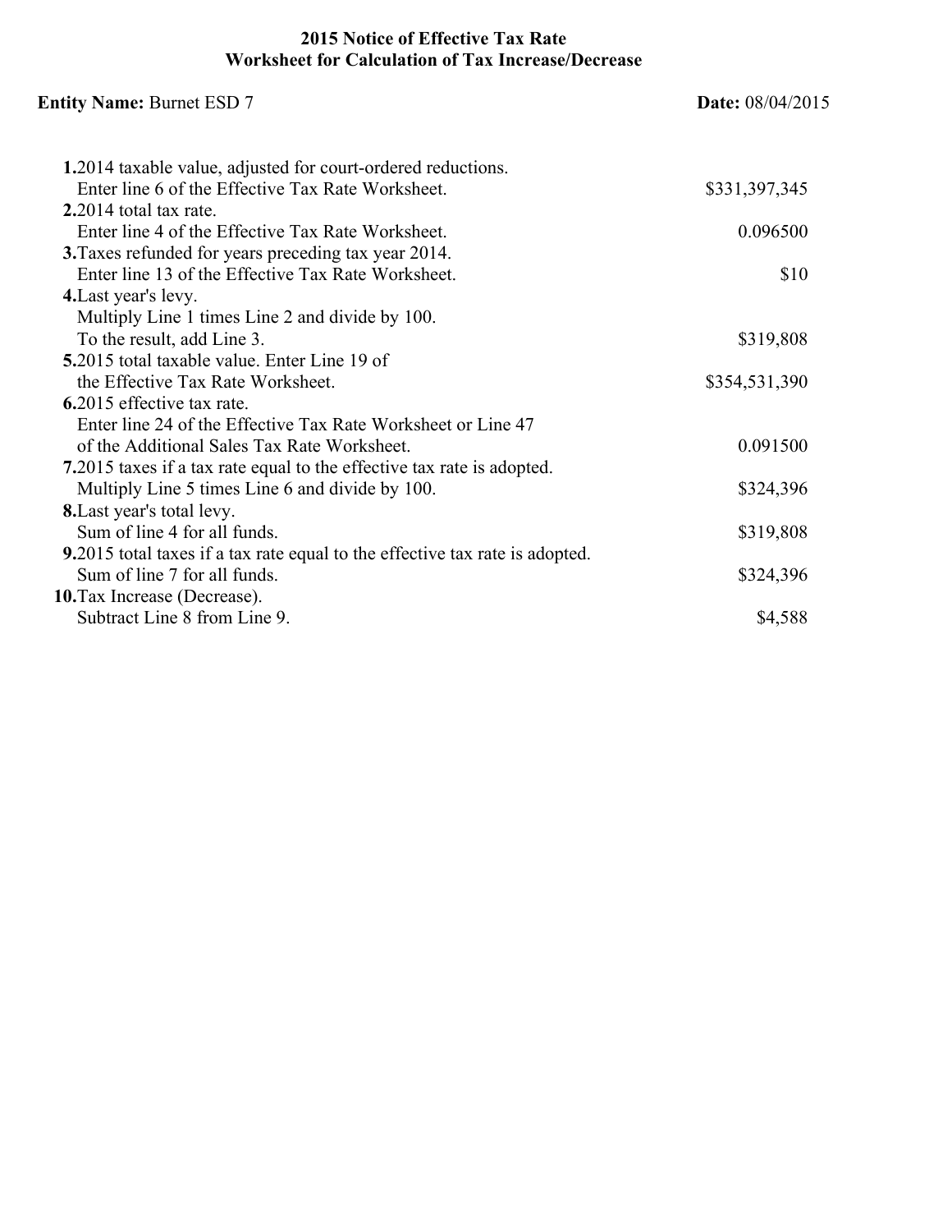## 2015 Notice of Effective Tax Rate
## Worksheet for Calculation of Tax Increase/Decrease

**Entity Name:** Burnet ESD 7 **Date:** 08/04/2015

| | |
|---|---|
| **1.** 2014 taxable value, adjusted for court-ordered reductions. Enter line 6 of the Effective Tax Rate Worksheet. | $331,397,345 |
| **2.** 2014 total tax rate. Enter line 4 of the Effective Tax Rate Worksheet. | 0.096500 |
| **3.** Taxes refunded for years preceding tax year 2014. Enter line 13 of the Effective Tax Rate Worksheet. | $10 |
| **4.** Last year's levy. Multiply Line 1 times Line 2 and divide by 100. To the result, add Line 3. | $319,808 |
| **5.** 2015 total taxable value. Enter Line 19 of the Effective Tax Rate Worksheet. | $354,531,390 |
| **6.** 2015 effective tax rate. Enter line 24 of the Effective Tax Rate Worksheet or Line 47 of the Additional Sales Tax Rate Worksheet. | 0.091500 |
| **7.** 2015 taxes if a tax rate equal to the effective tax rate is adopted. Multiply Line 5 times Line 6 and divide by 100. | $324,396 |
| **8.** Last year's total levy. Sum of line 4 for all funds. | $319,808 |
| **9.** 2015 total taxes if a tax rate equal to the effective tax rate is adopted. Sum of line 7 for all funds. | $324,396 |
| **10.** Tax Increase (Decrease). Subtract Line 8 from Line 9. | $4,588 |